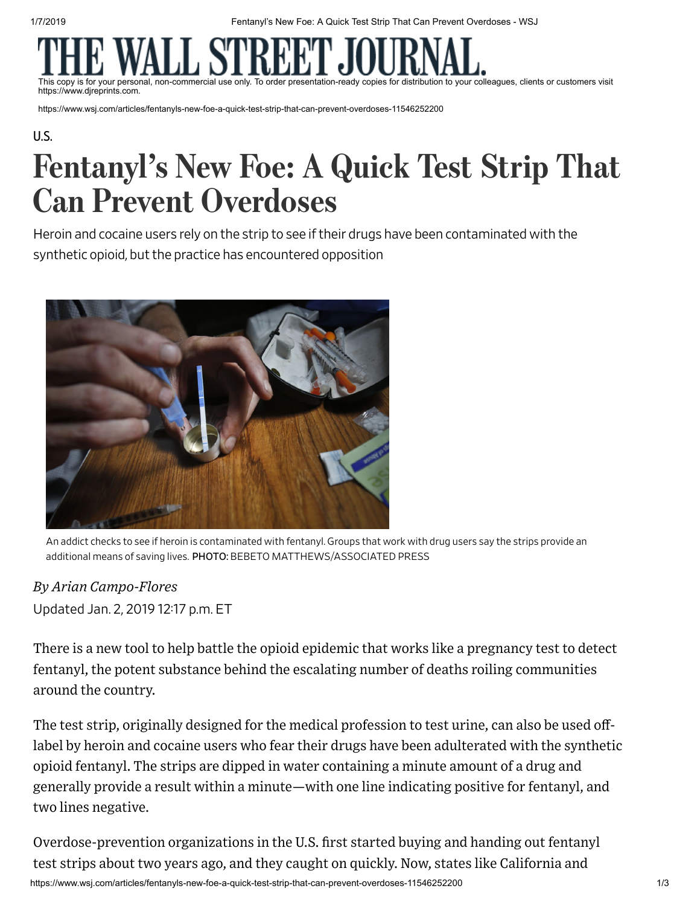U.S.

# Fentanyl's New Foe: A Quick Test Strip That Can Prevent Overdoses

Heroin and cocaine users rely on the strip to see if their drugs have been contaminated with the synthetic opioid, but the practice has encountered opposition

An addict checks to see if heroin is contaminated with fentanyl. Groups that work with drug users say the strips provide an additional means of saving lives. PHOTO: BEBETO MATTHEWS/ASSOCIATED PRESS

*By Arian Campo-Flores*

Updated Jan. 2, 2019 12:17 p.m. ET

There is a new tool to help battle the opioid epidemic that works like a pregnancy test to detect fentanyl, the potent substance behind the escalating number of deaths roiling communities around the country.

The test strip, originally designed for the medical profession to test urine, can also be used off-label by heroin and cocaine users who fear their drugs have been adulterated with the synthetic opioid fentanyl. The strips are dipped in water containing a minute amount of a drug and generally provide a result within a minute—with one line indicating positive for fentanyl, and two lines negative.

Overdose-prevention organizations in the U.S. first started buying and handing out fentanyl test strips about two years ago, and they caught on quickly. Now, states like California and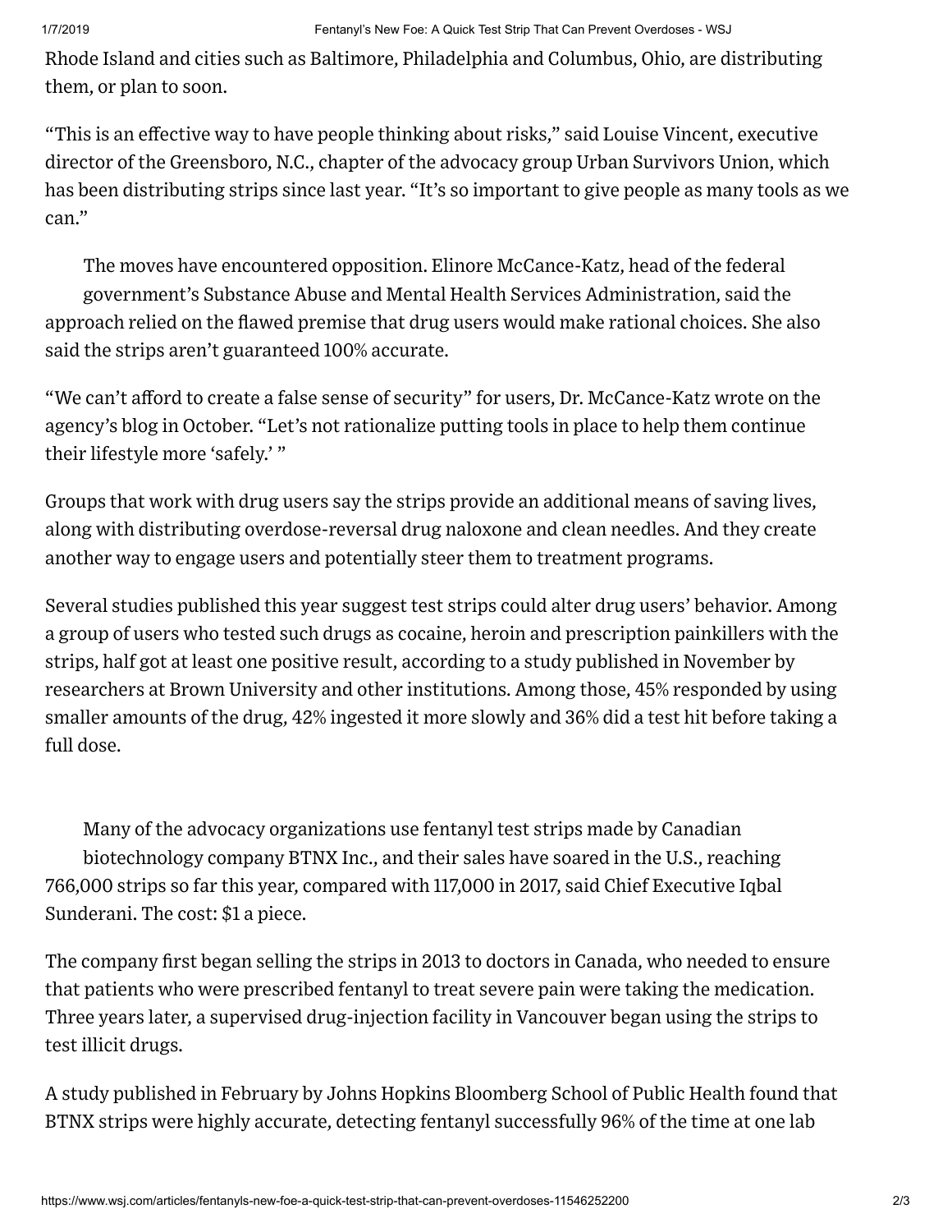Rhode Island and cities such as Baltimore, Philadelphia and Columbus, Ohio, are distributing them, or plan to soon.

"This is an effective way to have people thinking about risks," said Louise Vincent, executive director of the Greensboro, N.C., chapter of the advocacy group Urban Survivors Union, which has been distributing strips since last year. "It's so important to give people as many tools as we can."

The moves have encountered opposition. Elinore McCance-Katz, head of the federal government's Substance Abuse and Mental Health Services Administration, said the approach relied on the flawed premise that drug users would make rational choices. She also said the strips aren't guaranteed 100% accurate.

"We can't afford to create a false sense of security" for users, Dr. McCance-Katz wrote on the agency's blog in October. "Let's not rationalize putting tools in place to help them continue their lifestyle more 'safely.' "

Groups that work with drug users say the strips provide an additional means of saving lives, along with distributing overdose-reversal drug naloxone and clean needles. And they create another way to engage users and potentially steer them to treatment programs.

Several studies published this year suggest test strips could alter drug users' behavior. Among a group of users who tested such drugs as cocaine, heroin and prescription painkillers with the strips, half got at least one positive result, according to a study published in November by researchers at Brown University and other institutions. Among those, 45% responded by using smaller amounts of the drug, 42% ingested it more slowly and 36% did a test hit before taking a full dose.

Many of the advocacy organizations use fentanyl test strips made by Canadian biotechnology company BTNX Inc., and their sales have soared in the U.S., reaching 766,000 strips so far this year, compared with 117,000 in 2017, said Chief Executive Iqbal Sunderani. The cost: $1 a piece.

The company first began selling the strips in 2013 to doctors in Canada, who needed to ensure that patients who were prescribed fentanyl to treat severe pain were taking the medication. Three years later, a supervised drug-injection facility in Vancouver began using the strips to test illicit drugs.

A study published in February by Johns Hopkins Bloomberg School of Public Health found that BTNX strips were highly accurate, detecting fentanyl successfully 96% of the time at one lab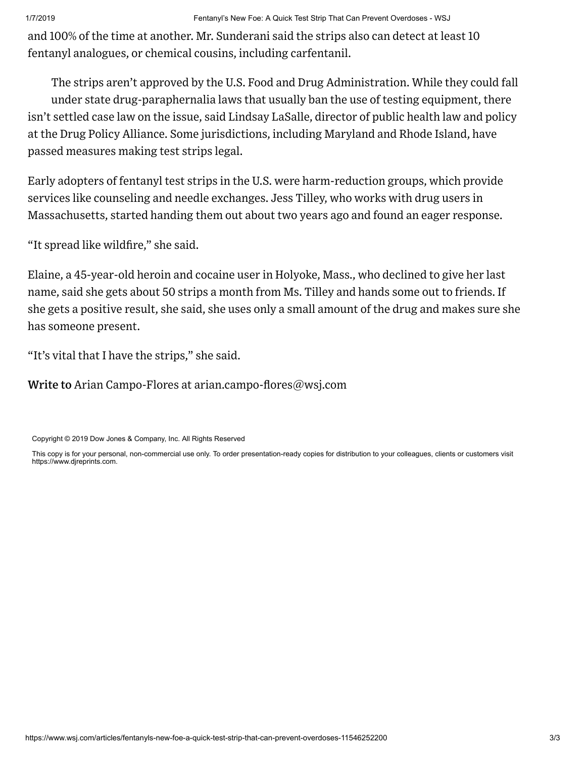and 100% of the time at another. Mr. Sunderani said the strips also can detect at least 10 fentanyl analogues, or chemical cousins, including carfentanil.

The strips aren't approved by the U.S. Food and Drug Administration. While they could fall under state drug-paraphernalia laws that usually ban the use of testing equipment, there isn't settled case law on the issue, said Lindsay LaSalle, director of public health law and policy at the Drug Policy Alliance. Some jurisdictions, including Maryland and Rhode Island, have passed measures making test strips legal.

Early adopters of fentanyl test strips in the U.S. were harm-reduction groups, which provide services like counseling and needle exchanges. Jess Tilley, who works with drug users in Massachusetts, started handing them out about two years ago and found an eager response.

"It spread like wildfire," she said.

Elaine, a 45-year-old heroin and cocaine user in Holyoke, Mass., who declined to give her last name, said she gets about 50 strips a month from Ms. Tilley and hands some out to friends. If she gets a positive result, she said, she uses only a small amount of the drug and makes sure she has someone present.

"It's vital that I have the strips," she said.

**Write to** Arian Campo-Flores at arian.campo-flores@wsj.com

Copyright © 2019 Dow Jones & Company, Inc. All Rights Reserved

This copy is for your personal, non-commercial use only. To order presentation-ready copies for distribution to your colleagues, clients or customers visit https://www.djreprints.com.